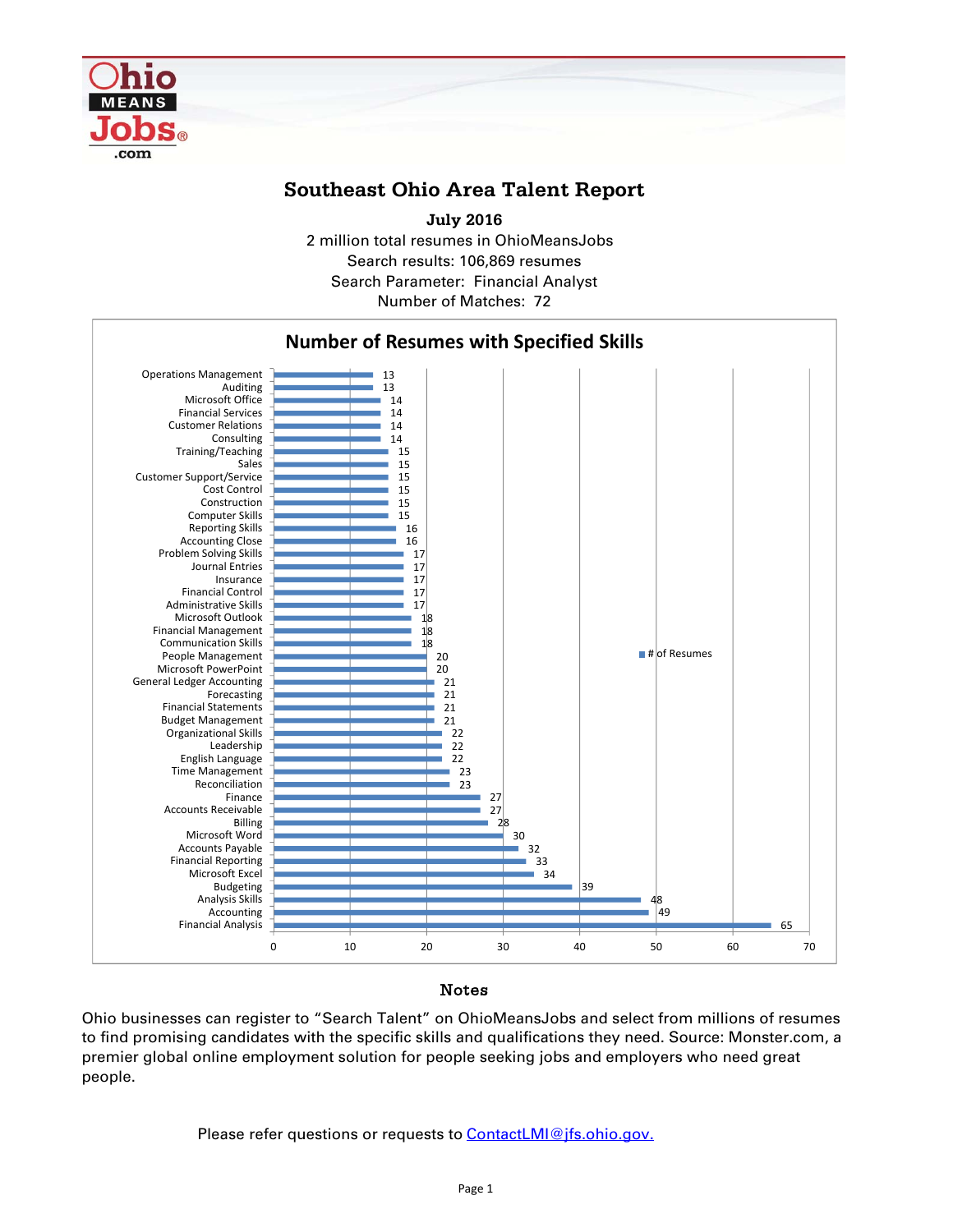# Southeast Ohio Area Talent Report

**July 2016**

2 million total resumes in OhioMeansJobs
Search results: 106,869 resumes
Search Parameter: Financial Analyst
Number of Matches: 72

## Number of Resumes with Specified Skills

| Skill | # of Resumes |
|---|---|
| Operations Management | 13 |
| Auditing | 13 |
| Microsoft Office | 14 |
| Financial Services | 14 |
| Customer Relations | 14 |
| Consulting | 14 |
| Training/Teaching | 15 |
| Sales | 15 |
| Customer Support/Service | 15 |
| Cost Control | 15 |
| Construction | 15 |
| Computer Skills | 15 |
| Reporting Skills | 16 |
| Accounting Close | 16 |
| Problem Solving Skills | 17 |
| Journal Entries | 17 |
| Insurance | 17 |
| Financial Control | 17 |
| Administrative Skills | 17 |
| Microsoft Outlook | 18 |
| Financial Management | 18 |
| Communication Skills | 18 |
| People Management | 20 |
| Microsoft PowerPoint | 20 |
| General Ledger Accounting | 21 |
| Forecasting | 21 |
| Financial Statements | 21 |
| Budget Management | 21 |
| Organizational Skills | 22 |
| Leadership | 22 |
| English Language | 22 |
| Time Management | 23 |
| Reconciliation | 23 |
| Finance | 27 |
| Accounts Receivable | 27 |
| Billing | 28 |
| Microsoft Word | 30 |
| Accounts Payable | 32 |
| Financial Reporting | 33 |
| Microsoft Excel | 34 |
| Budgeting | 39 |
| Analysis Skills | 48 |
| Accounting | 49 |
| Financial Analysis | 65 |

## Notes

Ohio businesses can register to "Search Talent" on OhioMeansJobs and select from millions of resumes to find promising candidates with the specific skills and qualifications they need. Source: Monster.com, a premier global online employment solution for people seeking jobs and employers who need great people.

Please refer questions or requests to [ContactLMI@jfs.ohio.gov.](mailto:ContactLMI@jfs.ohio.gov)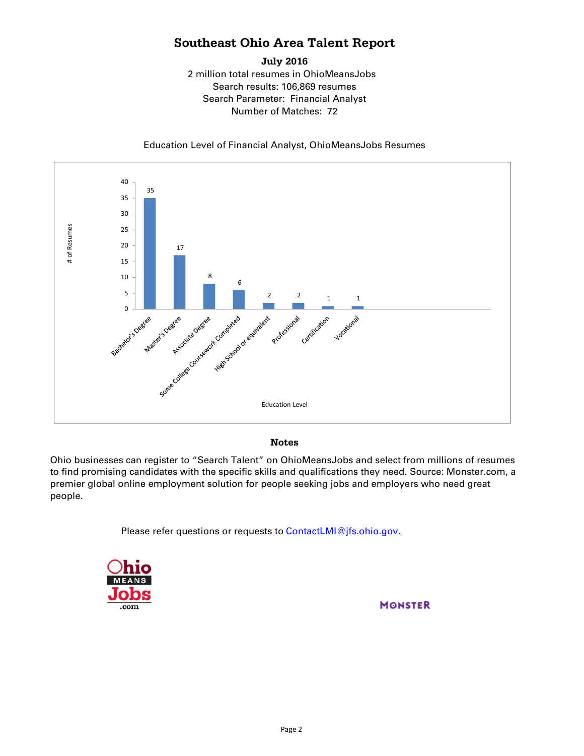# Southeast Ohio Area Talent Report

**July 2016**

2 million total resumes in OhioMeansJobs

Search results: 106,869 resumes

Search Parameter: Financial Analyst

Number of Matches: 72

Education Level of Financial Analyst, OhioMeansJobs Resumes

# of Resumes

40
35
30
25
20
15
10
5
0

35
17
8
6
2
2
1
1

Bachelor's Degree
Master's Degree
Associate Degree
Some College Coursework Completed
High School or equivalent
Professional
Certification
Vocational

Education Level

## Notes

Ohio businesses can register to "Search Talent" on OhioMeansJobs and select from millions of resumes to find promising candidates with the specific skills and qualifications they need. Source: Monster.com, a premier global online employment solution for people seeking jobs and employers who need great people.

Please refer questions or requests to ContactLMI@jfs.ohio.gov.

Ohio MEANS Jobs .com

MONSTER